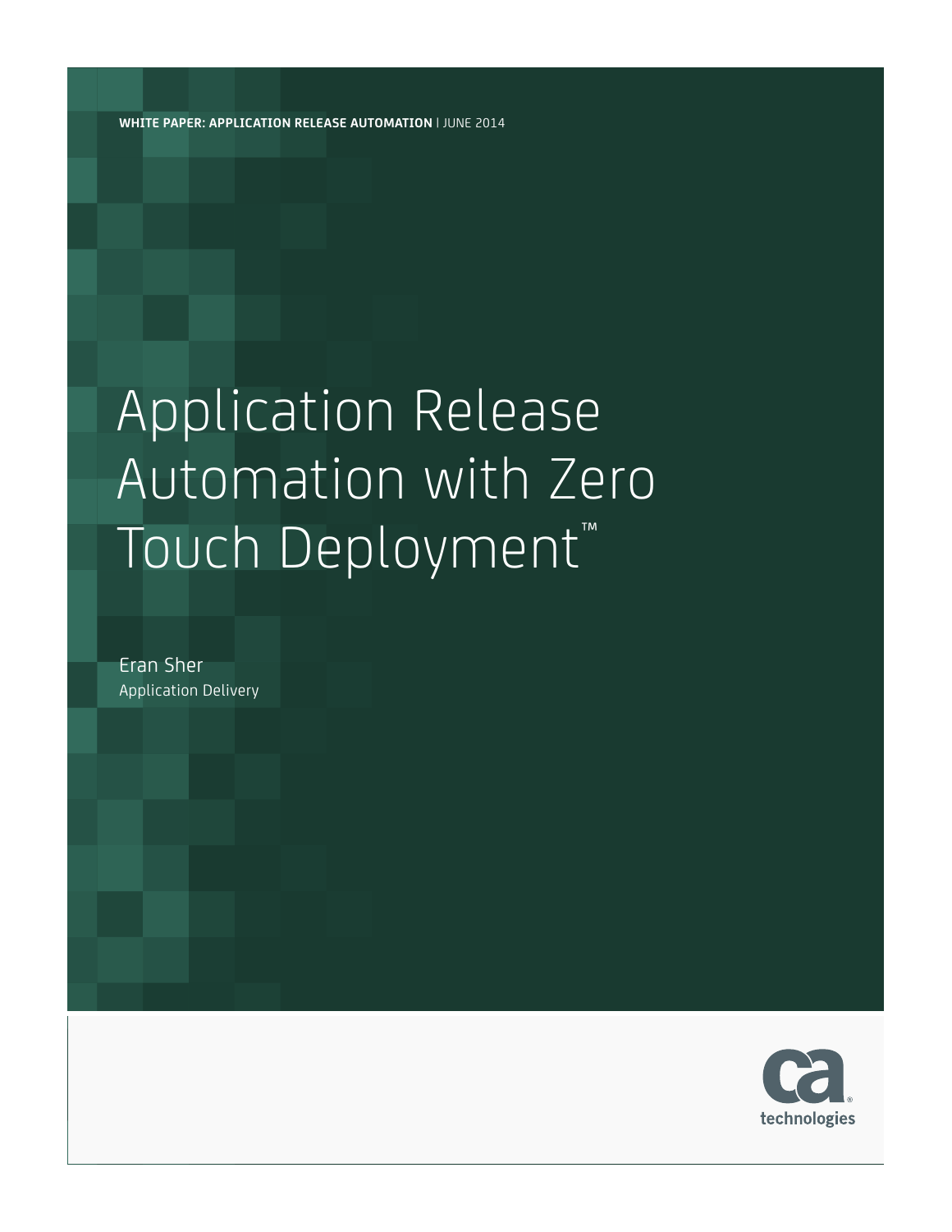**WHITE PAPER: APPLICATION RELEASE AUTOMATION** | JUNE 2014

# Application Release Automation with Zero Touch Deployment™

Eran Sher

Application Delivery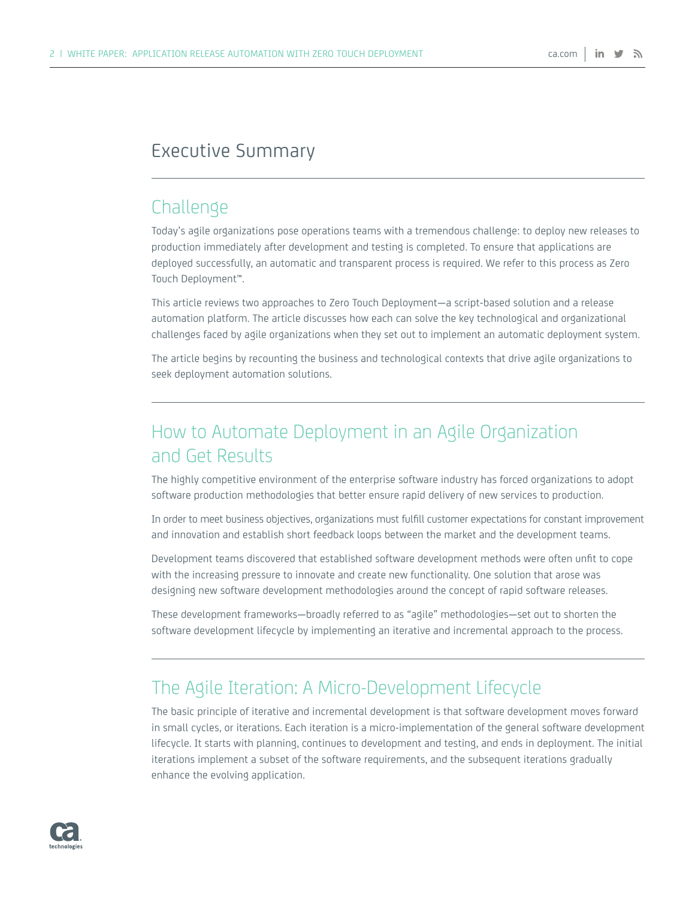# Executive Summary

## Challenge

Today's agile organizations pose operations teams with a tremendous challenge: to deploy new releases to production immediately after development and testing is completed. To ensure that applications are deployed successfully, an automatic and transparent process is required. We refer to this process as Zero Touch Deployment™.

This article reviews two approaches to Zero Touch Deployment—a script-based solution and a release automation platform. The article discusses how each can solve the key technological and organizational challenges faced by agile organizations when they set out to implement an automatic deployment system.

The article begins by recounting the business and technological contexts that drive agile organizations to seek deployment automation solutions.

## How to Automate Deployment in an Agile Organization and Get Results

The highly competitive environment of the enterprise software industry has forced organizations to adopt software production methodologies that better ensure rapid delivery of new services to production.

In order to meet business objectives, organizations must fulfill customer expectations for constant improvement and innovation and establish short feedback loops between the market and the development teams.

Development teams discovered that established software development methods were often unfit to cope with the increasing pressure to innovate and create new functionality. One solution that arose was designing new software development methodologies around the concept of rapid software releases.

These development frameworks—broadly referred to as "agile" methodologies—set out to shorten the software development lifecycle by implementing an iterative and incremental approach to the process.

## The Agile Iteration: A Micro-Development Lifecycle

The basic principle of iterative and incremental development is that software development moves forward in small cycles, or iterations. Each iteration is a micro-implementation of the general software development lifecycle. It starts with planning, continues to development and testing, and ends in deployment. The initial iterations implement a subset of the software requirements, and the subsequent iterations gradually enhance the evolving application.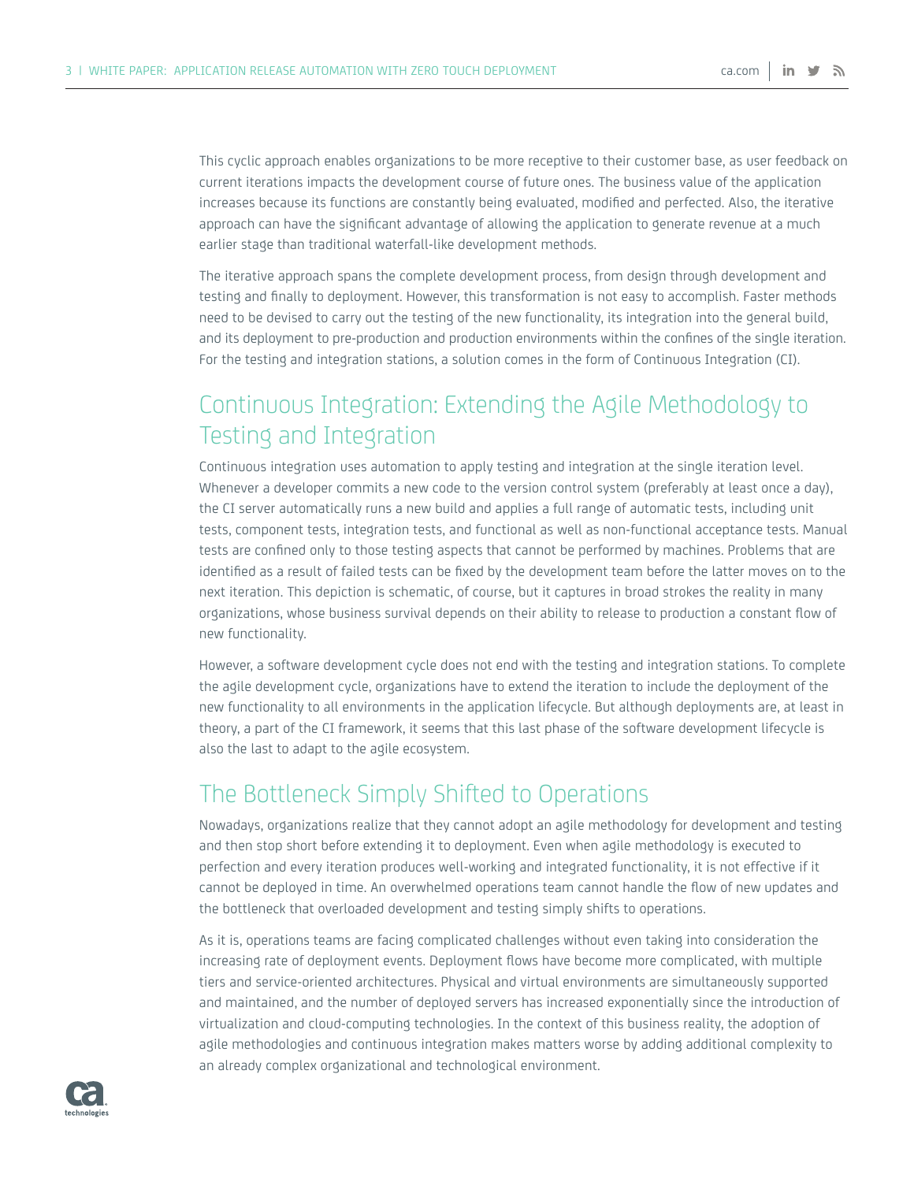This cyclic approach enables organizations to be more receptive to their customer base, as user feedback on current iterations impacts the development course of future ones. The business value of the application increases because its functions are constantly being evaluated, modified and perfected. Also, the iterative approach can have the significant advantage of allowing the application to generate revenue at a much earlier stage than traditional waterfall-like development methods.

The iterative approach spans the complete development process, from design through development and testing and finally to deployment. However, this transformation is not easy to accomplish. Faster methods need to be devised to carry out the testing of the new functionality, its integration into the general build, and its deployment to pre-production and production environments within the confines of the single iteration. For the testing and integration stations, a solution comes in the form of Continuous Integration (CI).

## Continuous Integration: Extending the Agile Methodology to Testing and Integration

Continuous integration uses automation to apply testing and integration at the single iteration level. Whenever a developer commits a new code to the version control system (preferably at least once a day), the CI server automatically runs a new build and applies a full range of automatic tests, including unit tests, component tests, integration tests, and functional as well as non-functional acceptance tests. Manual tests are confined only to those testing aspects that cannot be performed by machines. Problems that are identified as a result of failed tests can be fixed by the development team before the latter moves on to the next iteration. This depiction is schematic, of course, but it captures in broad strokes the reality in many organizations, whose business survival depends on their ability to release to production a constant flow of new functionality.

However, a software development cycle does not end with the testing and integration stations. To complete the agile development cycle, organizations have to extend the iteration to include the deployment of the new functionality to all environments in the application lifecycle. But although deployments are, at least in theory, a part of the CI framework, it seems that this last phase of the software development lifecycle is also the last to adapt to the agile ecosystem.

## The Bottleneck Simply Shifted to Operations

Nowadays, organizations realize that they cannot adopt an agile methodology for development and testing and then stop short before extending it to deployment. Even when agile methodology is executed to perfection and every iteration produces well-working and integrated functionality, it is not effective if it cannot be deployed in time. An overwhelmed operations team cannot handle the flow of new updates and the bottleneck that overloaded development and testing simply shifts to operations.

As it is, operations teams are facing complicated challenges without even taking into consideration the increasing rate of deployment events. Deployment flows have become more complicated, with multiple tiers and service-oriented architectures. Physical and virtual environments are simultaneously supported and maintained, and the number of deployed servers has increased exponentially since the introduction of virtualization and cloud-computing technologies. In the context of this business reality, the adoption of agile methodologies and continuous integration makes matters worse by adding additional complexity to an already complex organizational and technological environment.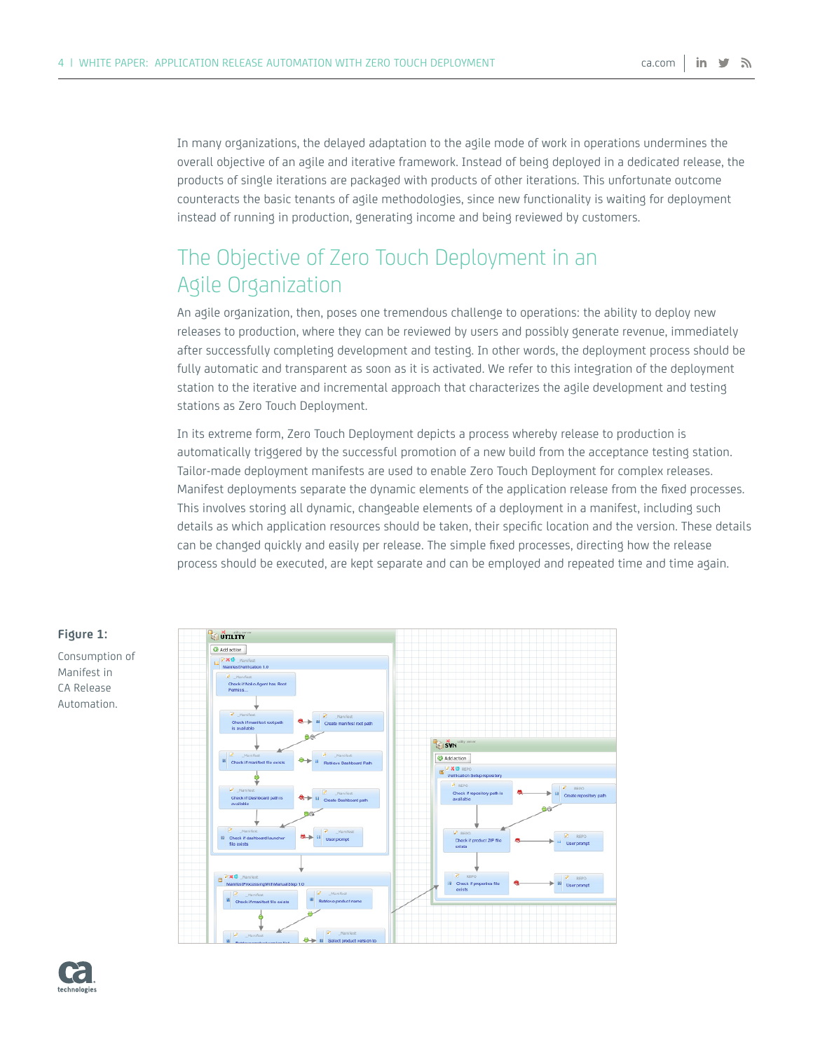In many organizations, the delayed adaptation to the agile mode of work in operations undermines the overall objective of an agile and iterative framework. Instead of being deployed in a dedicated release, the products of single iterations are packaged with products of other iterations. This unfortunate outcome counteracts the basic tenants of agile methodologies, since new functionality is waiting for deployment instead of running in production, generating income and being reviewed by customers.

## The Objective of Zero Touch Deployment in an Agile Organization

An agile organization, then, poses one tremendous challenge to operations: the ability to deploy new releases to production, where they can be reviewed by users and possibly generate revenue, immediately after successfully completing development and testing. In other words, the deployment process should be fully automatic and transparent as soon as it is activated. We refer to this integration of the deployment station to the iterative and incremental approach that characterizes the agile development and testing stations as Zero Touch Deployment.

In its extreme form, Zero Touch Deployment depicts a process whereby release to production is automatically triggered by the successful promotion of a new build from the acceptance testing station. Tailor-made deployment manifests are used to enable Zero Touch Deployment for complex releases. Manifest deployments separate the dynamic elements of the application release from the fixed processes. This involves storing all dynamic, changeable elements of a deployment in a manifest, including such details as which application resources should be taken, their specific location and the version. These details can be changed quickly and easily per release. The simple fixed processes, directing how the release process should be executed, are kept separate and can be employed and repeated time and time again.

**Figure 1:**

Consumption of Manifest in CA Release Automation.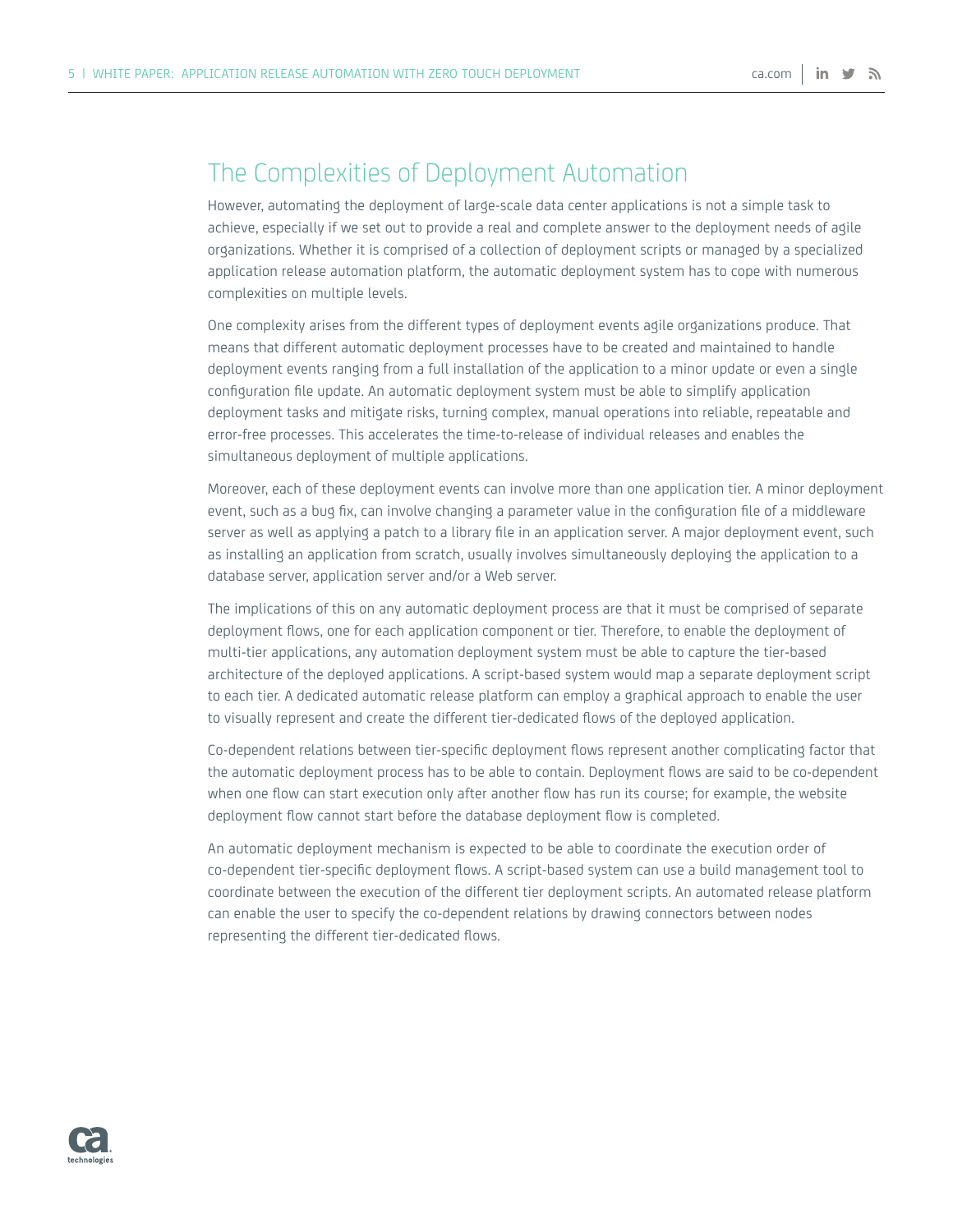## The Complexities of Deployment Automation

However, automating the deployment of large-scale data center applications is not a simple task to achieve, especially if we set out to provide a real and complete answer to the deployment needs of agile organizations. Whether it is comprised of a collection of deployment scripts or managed by a specialized application release automation platform, the automatic deployment system has to cope with numerous complexities on multiple levels.

One complexity arises from the different types of deployment events agile organizations produce. That means that different automatic deployment processes have to be created and maintained to handle deployment events ranging from a full installation of the application to a minor update or even a single configuration file update. An automatic deployment system must be able to simplify application deployment tasks and mitigate risks, turning complex, manual operations into reliable, repeatable and error-free processes. This accelerates the time-to-release of individual releases and enables the simultaneous deployment of multiple applications.

Moreover, each of these deployment events can involve more than one application tier. A minor deployment event, such as a bug fix, can involve changing a parameter value in the configuration file of a middleware server as well as applying a patch to a library file in an application server. A major deployment event, such as installing an application from scratch, usually involves simultaneously deploying the application to a database server, application server and/or a Web server.

The implications of this on any automatic deployment process are that it must be comprised of separate deployment flows, one for each application component or tier. Therefore, to enable the deployment of multi-tier applications, any automation deployment system must be able to capture the tier-based architecture of the deployed applications. A script-based system would map a separate deployment script to each tier. A dedicated automatic release platform can employ a graphical approach to enable the user to visually represent and create the different tier-dedicated flows of the deployed application.

Co-dependent relations between tier-specific deployment flows represent another complicating factor that the automatic deployment process has to be able to contain. Deployment flows are said to be co-dependent when one flow can start execution only after another flow has run its course; for example, the website deployment flow cannot start before the database deployment flow is completed.

An automatic deployment mechanism is expected to be able to coordinate the execution order of co-dependent tier-specific deployment flows. A script-based system can use a build management tool to coordinate between the execution of the different tier deployment scripts. An automated release platform can enable the user to specify the co-dependent relations by drawing connectors between nodes representing the different tier-dedicated flows.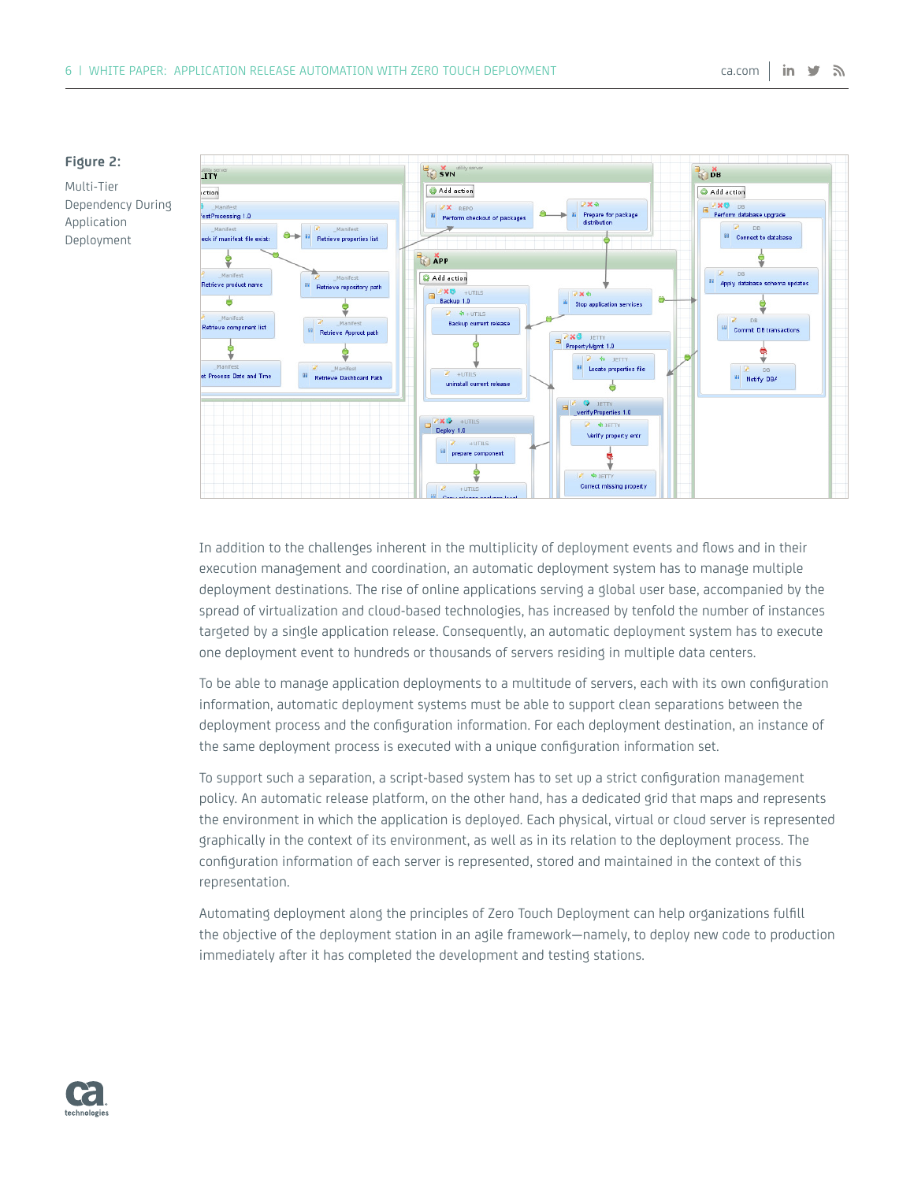**Figure 2:**

Multi-Tier Dependency During Application Deployment

In addition to the challenges inherent in the multiplicity of deployment events and flows and in their execution management and coordination, an automatic deployment system has to manage multiple deployment destinations. The rise of online applications serving a global user base, accompanied by the spread of virtualization and cloud-based technologies, has increased by tenfold the number of instances targeted by a single application release. Consequently, an automatic deployment system has to execute one deployment event to hundreds or thousands of servers residing in multiple data centers.

To be able to manage application deployments to a multitude of servers, each with its own configuration information, automatic deployment systems must be able to support clean separations between the deployment process and the configuration information. For each deployment destination, an instance of the same deployment process is executed with a unique configuration information set.

To support such a separation, a script-based system has to set up a strict configuration management policy. An automatic release platform, on the other hand, has a dedicated grid that maps and represents the environment in which the application is deployed. Each physical, virtual or cloud server is represented graphically in the context of its environment, as well as in its relation to the deployment process. The configuration information of each server is represented, stored and maintained in the context of this representation.

Automating deployment along the principles of Zero Touch Deployment can help organizations fulfill the objective of the deployment station in an agile framework—namely, to deploy new code to production immediately after it has completed the development and testing stations.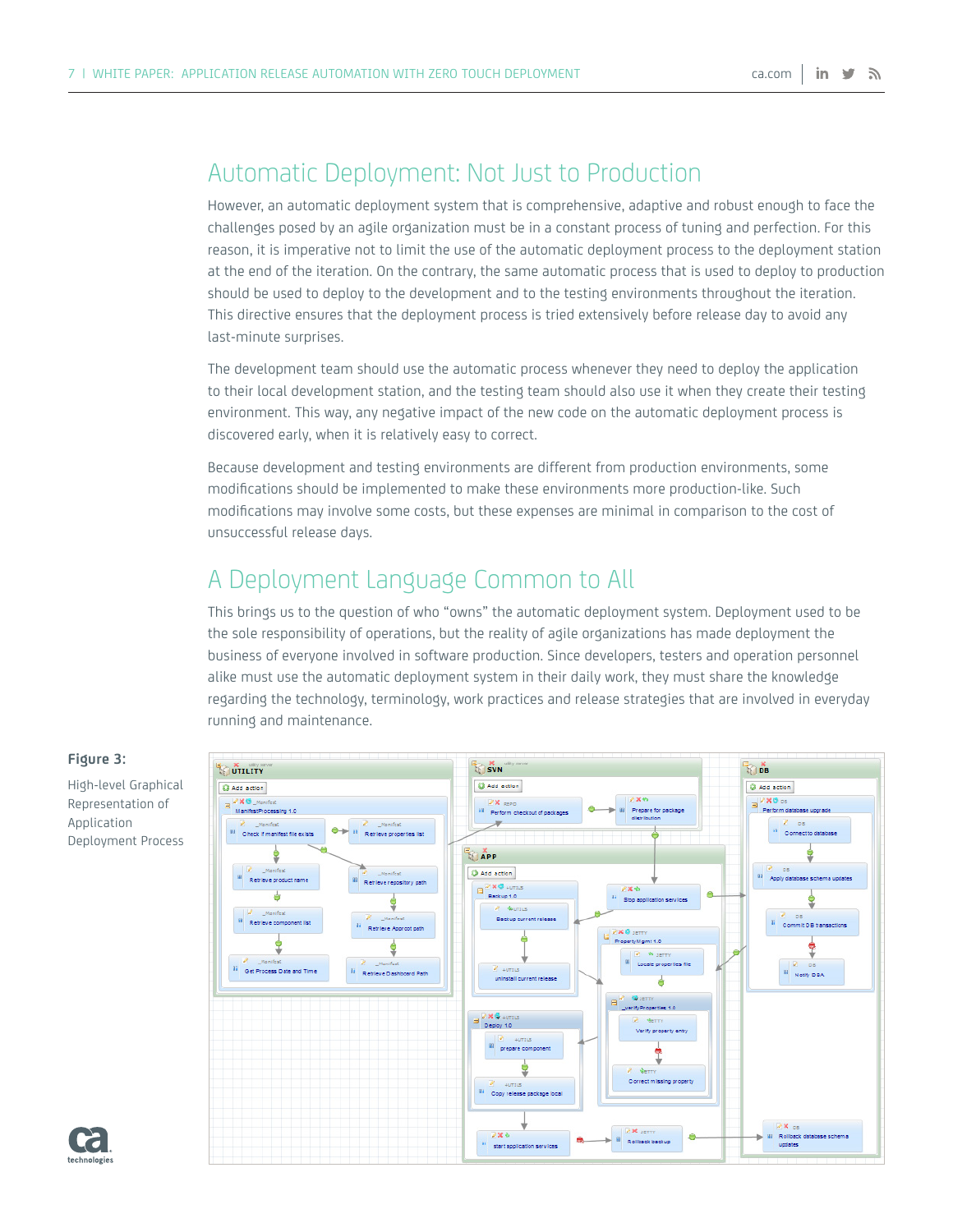## Automatic Deployment: Not Just to Production

However, an automatic deployment system that is comprehensive, adaptive and robust enough to face the challenges posed by an agile organization must be in a constant process of tuning and perfection. For this reason, it is imperative not to limit the use of the automatic deployment process to the deployment station at the end of the iteration. On the contrary, the same automatic process that is used to deploy to production should be used to deploy to the development and to the testing environments throughout the iteration. This directive ensures that the deployment process is tried extensively before release day to avoid any last-minute surprises.

The development team should use the automatic process whenever they need to deploy the application to their local development station, and the testing team should also use it when they create their testing environment. This way, any negative impact of the new code on the automatic deployment process is discovered early, when it is relatively easy to correct.

Because development and testing environments are different from production environments, some modifications should be implemented to make these environments more production-like. Such modifications may involve some costs, but these expenses are minimal in comparison to the cost of unsuccessful release days.

## A Deployment Language Common to All

This brings us to the question of who "owns" the automatic deployment system. Deployment used to be the sole responsibility of operations, but the reality of agile organizations has made deployment the business of everyone involved in software production. Since developers, testers and operation personnel alike must use the automatic deployment system in their daily work, they must share the knowledge regarding the technology, terminology, work practices and release strategies that are involved in everyday running and maintenance.

**Figure 3:**

High-level Graphical Representation of Application Deployment Process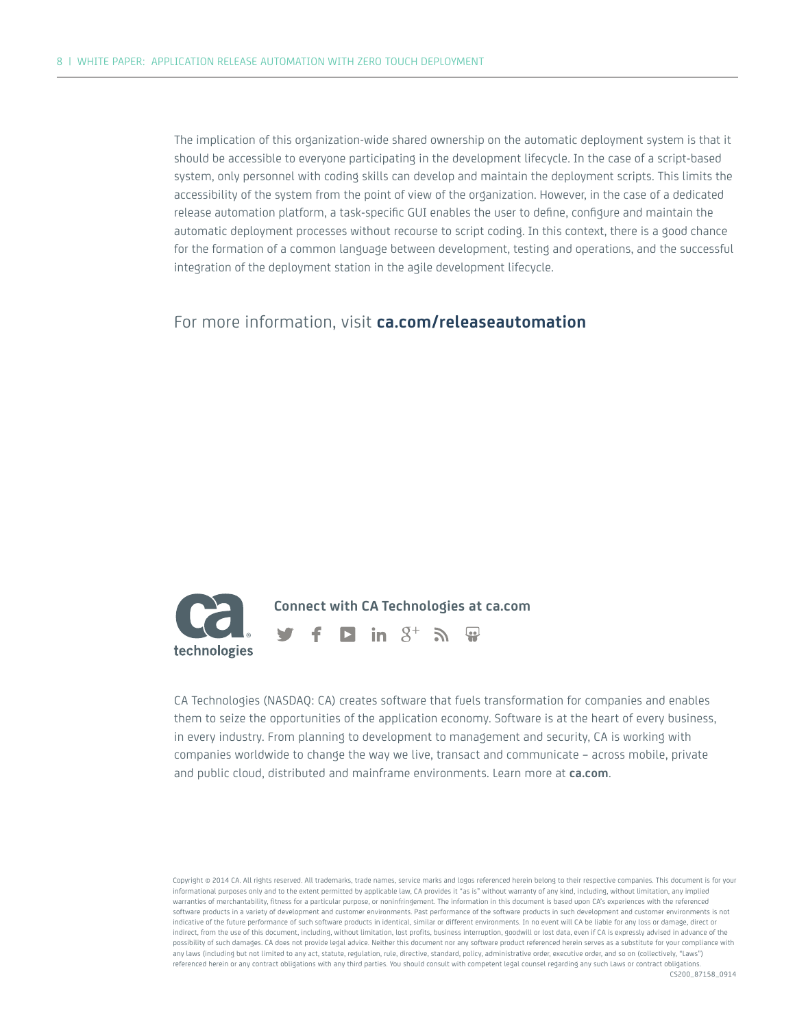The implication of this organization-wide shared ownership on the automatic deployment system is that it should be accessible to everyone participating in the development lifecycle. In the case of a script-based system, only personnel with coding skills can develop and maintain the deployment scripts. This limits the accessibility of the system from the point of view of the organization. However, in the case of a dedicated release automation platform, a task-specific GUI enables the user to define, configure and maintain the automatic deployment processes without recourse to script coding. In this context, there is a good chance for the formation of a common language between development, testing and operations, and the successful integration of the deployment station in the agile development lifecycle.

For more information, visit **ca.com/releaseautomation**

**Connect with CA Technologies at ca.com**

CA Technologies (NASDAQ: CA) creates software that fuels transformation for companies and enables them to seize the opportunities of the application economy. Software is at the heart of every business, in every industry. From planning to development to management and security, CA is working with companies worldwide to change the way we live, transact and communicate – across mobile, private and public cloud, distributed and mainframe environments. Learn more at **ca.com**.

Copyright © 2014 CA. All rights reserved. All trademarks, trade names, service marks and logos referenced herein belong to their respective companies. This document is for your informational purposes only and to the extent permitted by applicable law, CA provides it "as is" without warranty of any kind, including, without limitation, any implied warranties of merchantability, fitness for a particular purpose, or noninfringement. The information in this document is based upon CA's experiences with the referenced software products in a variety of development and customer environments. Past performance of the software products in such development and customer environments is not indicative of the future performance of such software products in identical, similar or different environments. In no event will CA be liable for any loss or damage, direct or indirect, from the use of this document, including, without limitation, lost profits, business interruption, goodwill or lost data, even if CA is expressly advised in advance of the possibility of such damages. CA does not provide legal advice. Neither this document nor any software product referenced herein serves as a substitute for your compliance with any laws (including but not limited to any act, statute, regulation, rule, directive, standard, policy, administrative order, executive order, and so on (collectively, "Laws")) referenced herein or any contract obligations with any third parties. You should consult with competent legal counsel regarding any such Laws or contract obligations.

CS200_87158_0914